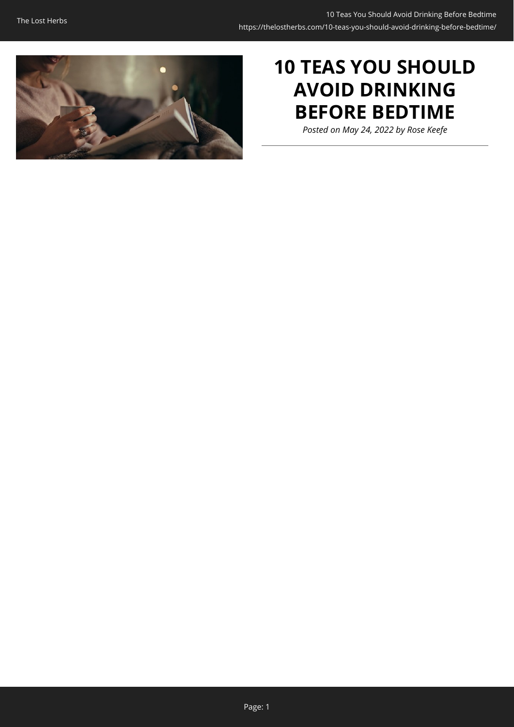# 10 TEAS YOU SHOULD AVOID DRINKING BEFORE BEDTIME

*Posted on May 24, 2022 by Rose Keefe*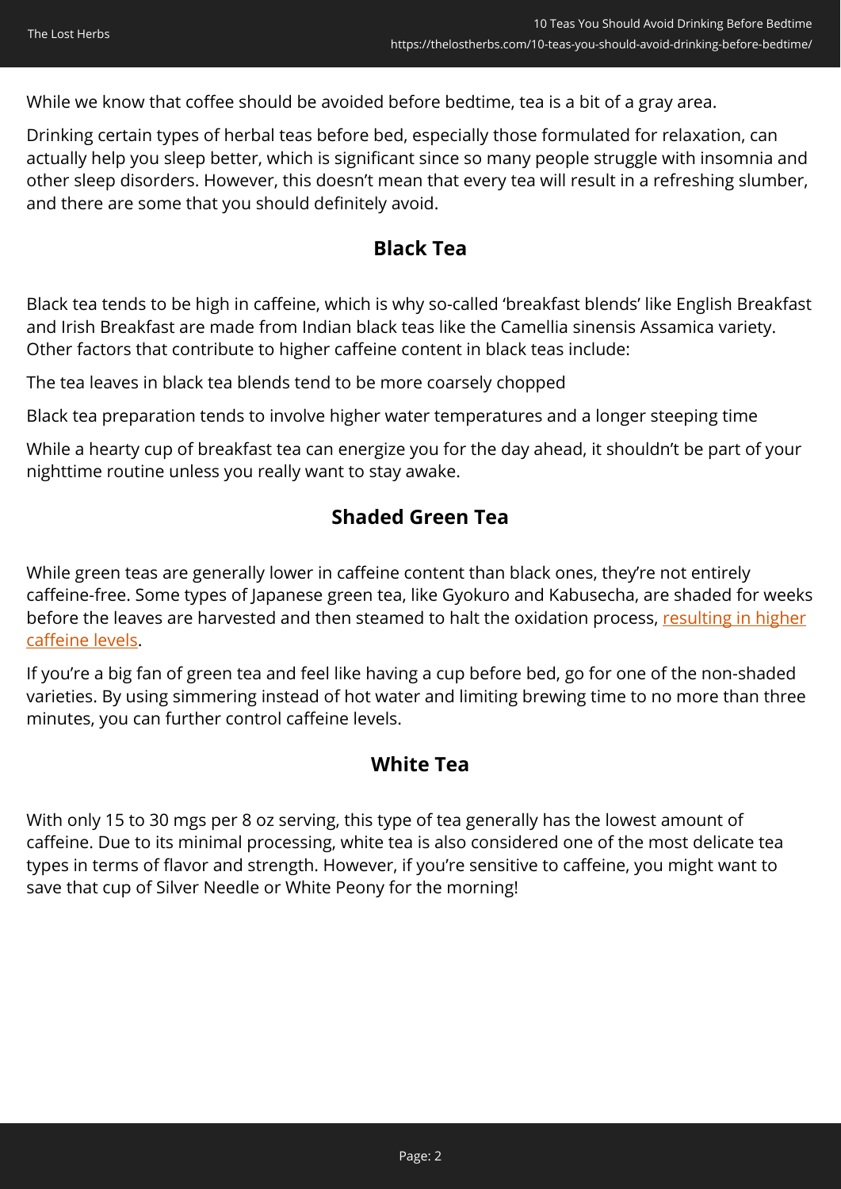While we know that coffee should be avoided before bedtime, tea is a bit of a gray area.

Drinking certain types of herbal teas before bed, especially those formulated for relaxation, can actually help you sleep better, which is significant since so many people struggle with insomnia and other sleep disorders. However, this doesn't mean that every tea will result in a refreshing slumber, and there are some that you should definitely avoid.

## Black Tea

Black tea tends to be high in caffeine, which is why so-called 'breakfast blends' like English Breakfast and Irish Breakfast are made from Indian black teas like the Camellia sinensis Assamica variety. Other factors that contribute to higher caffeine content in black teas include:

The tea leaves in black tea blends tend to be more coarsely chopped

Black tea preparation tends to involve higher water temperatures and a longer steeping time

While a hearty cup of breakfast tea can energize you for the day ahead, it shouldn't be part of your nighttime routine unless you really want to stay awake.

## Shaded Green Tea

While green teas are generally lower in caffeine content than black ones, they're not entirely caffeine-free. Some types of Japanese green tea, like Gyokuro and Kabusecha, are shaded for weeks before the leaves are harvested and then steamed to halt the oxidation process, resulting in higher caffeine levels.

If you're a big fan of green tea and feel like having a cup before bed, go for one of the non-shaded varieties. By using simmering instead of hot water and limiting brewing time to no more than three minutes, you can further control caffeine levels.

## White Tea

With only 15 to 30 mgs per 8 oz serving, this type of tea generally has the lowest amount of caffeine. Due to its minimal processing, white tea is also considered one of the most delicate tea types in terms of flavor and strength. However, if you're sensitive to caffeine, you might want to save that cup of Silver Needle or White Peony for the morning!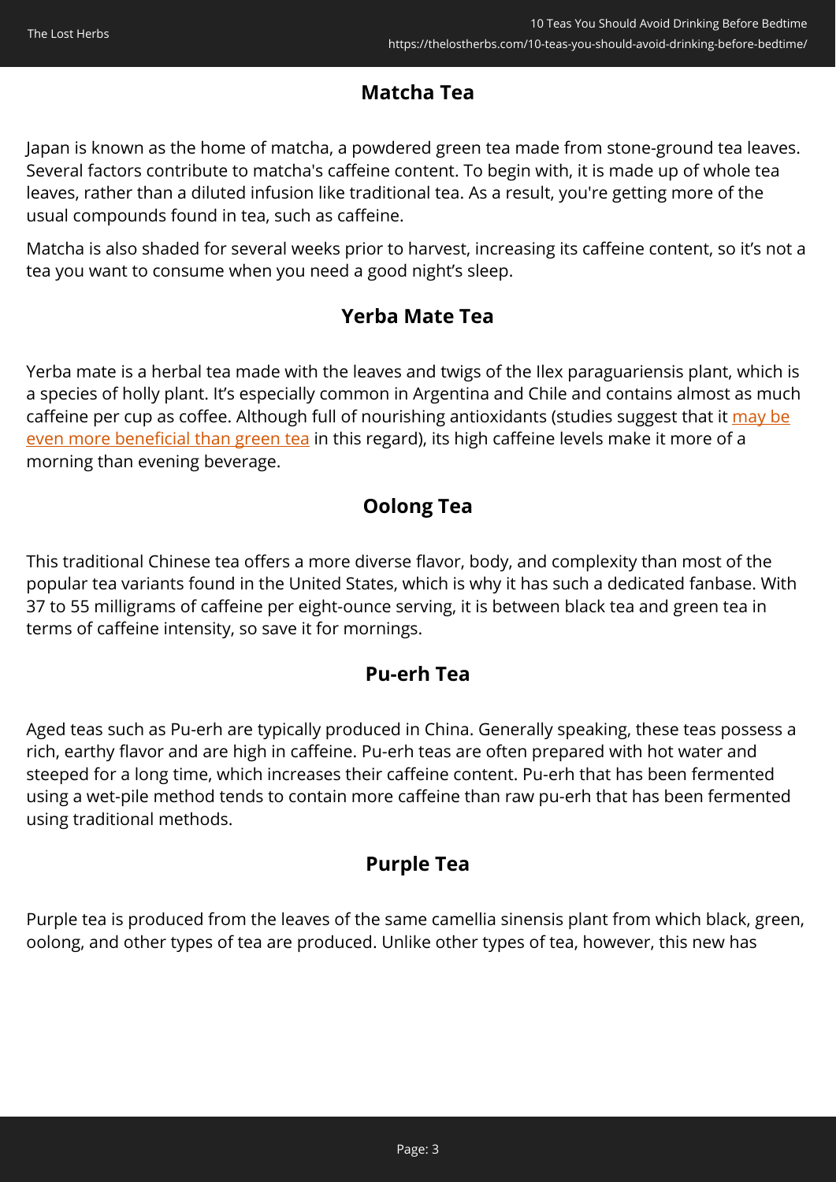## Matcha Tea

Japan is known as the home of matcha, a powdered green tea made from stone-ground tea leaves. Several factors contribute to matcha's caffeine content. To begin with, it is made up of whole tea leaves, rather than a diluted infusion like traditional tea. As a result, you're getting more of the usual compounds found in tea, such as caffeine.

Matcha is also shaded for several weeks prior to harvest, increasing its caffeine content, so it's not a tea you want to consume when you need a good night's sleep.

## Yerba Mate Tea

Yerba mate is a herbal tea made with the leaves and twigs of the Ilex paraguariensis plant, which is a species of holly plant. It's especially common in Argentina and Chile and contains almost as much caffeine per cup as coffee. Although full of nourishing antioxidants (studies suggest that it may be even more beneficial than green tea in this regard), its high caffeine levels make it more of a morning than evening beverage.

## Oolong Tea

This traditional Chinese tea offers a more diverse flavor, body, and complexity than most of the popular tea variants found in the United States, which is why it has such a dedicated fanbase. With 37 to 55 milligrams of caffeine per eight-ounce serving, it is between black tea and green tea in terms of caffeine intensity, so save it for mornings.

## Pu-erh Tea

Aged teas such as Pu-erh are typically produced in China. Generally speaking, these teas possess a rich, earthy flavor and are high in caffeine. Pu-erh teas are often prepared with hot water and steeped for a long time, which increases their caffeine content. Pu-erh that has been fermented using a wet-pile method tends to contain more caffeine than raw pu-erh that has been fermented using traditional methods.

## Purple Tea

Purple tea is produced from the leaves of the same camellia sinensis plant from which black, green, oolong, and other types of tea are produced. Unlike other types of tea, however, this new has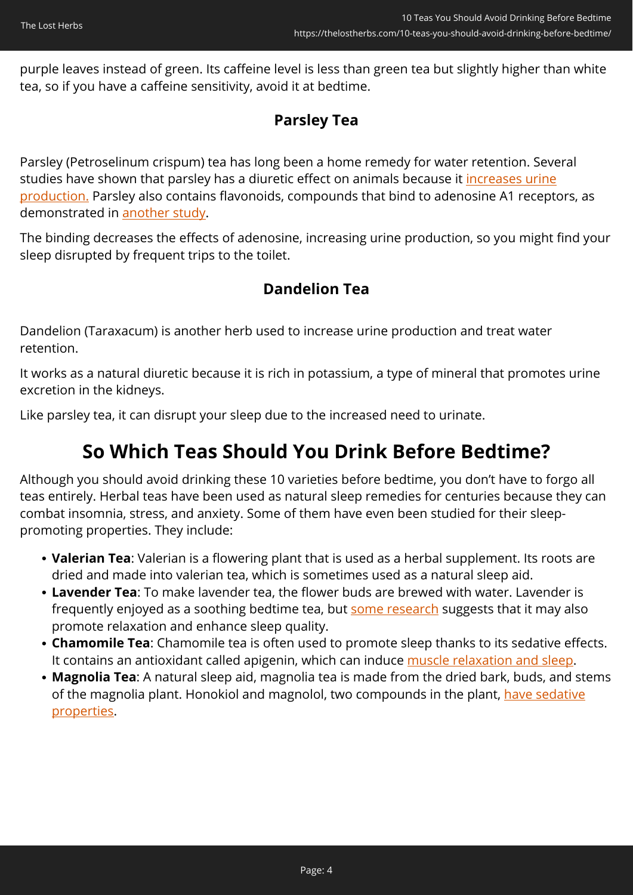purple leaves instead of green. Its caffeine level is less than green tea but slightly higher than white tea, so if you have a caffeine sensitivity, avoid it at bedtime.

### Parsley Tea

Parsley (Petroselinum crispum) tea has long been a home remedy for water retention. Several studies have shown that parsley has a diuretic effect on animals because it increases urine production. Parsley also contains flavonoids, compounds that bind to adenosine A1 receptors, as demonstrated in another study.

The binding decreases the effects of adenosine, increasing urine production, so you might find your sleep disrupted by frequent trips to the toilet.

### Dandelion Tea

Dandelion (Taraxacum) is another herb used to increase urine production and treat water retention.

It works as a natural diuretic because it is rich in potassium, a type of mineral that promotes urine excretion in the kidneys.

Like parsley tea, it can disrupt your sleep due to the increased need to urinate.

## So Which Teas Should You Drink Before Bedtime?

Although you should avoid drinking these 10 varieties before bedtime, you don't have to forgo all teas entirely. Herbal teas have been used as natural sleep remedies for centuries because they can combat insomnia, stress, and anxiety. Some of them have even been studied for their sleep-promoting properties. They include:

- **Valerian Tea**: Valerian is a flowering plant that is used as a herbal supplement. Its roots are dried and made into valerian tea, which is sometimes used as a natural sleep aid.
- **Lavender Tea**: To make lavender tea, the flower buds are brewed with water. Lavender is frequently enjoyed as a soothing bedtime tea, but some research suggests that it may also promote relaxation and enhance sleep quality.
- **Chamomile Tea**: Chamomile tea is often used to promote sleep thanks to its sedative effects. It contains an antioxidant called apigenin, which can induce muscle relaxation and sleep.
- **Magnolia Tea**: A natural sleep aid, magnolia tea is made from the dried bark, buds, and stems of the magnolia plant. Honokiol and magnolol, two compounds in the plant, have sedative properties.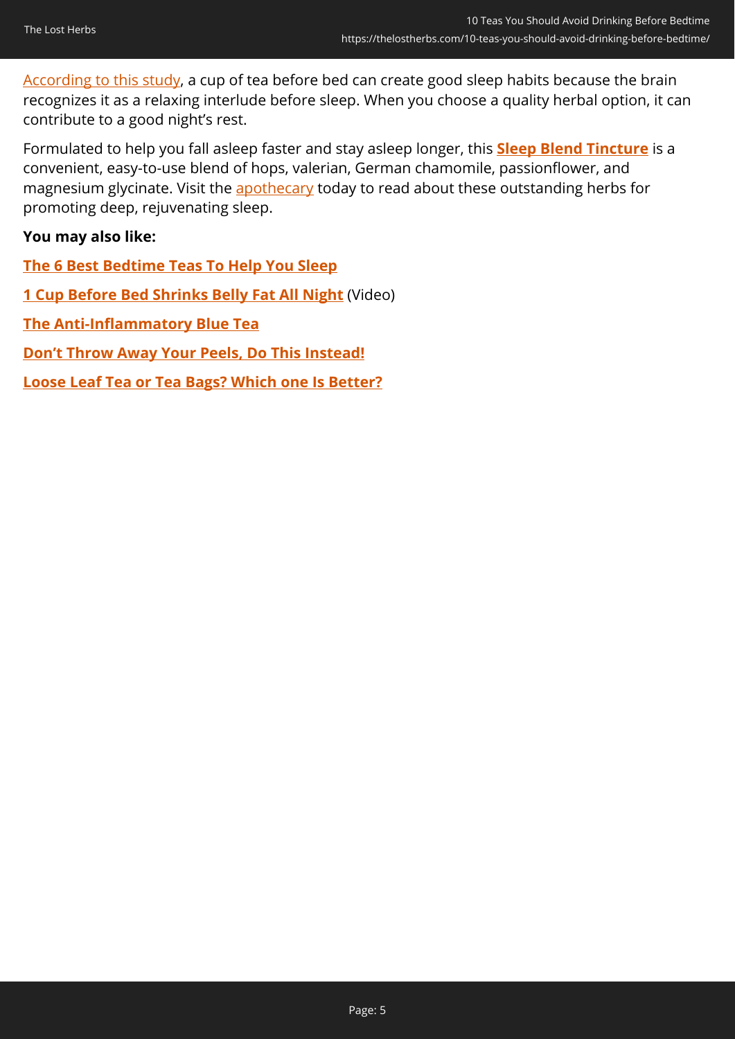According to this study, a cup of tea before bed can create good sleep habits because the brain recognizes it as a relaxing interlude before sleep. When you choose a quality herbal option, it can contribute to a good night's rest.

Formulated to help you fall asleep faster and stay asleep longer, this **Sleep Blend Tincture** is a convenient, easy-to-use blend of hops, valerian, German chamomile, passionflower, and magnesium glycinate. Visit the apothecary today to read about these outstanding herbs for promoting deep, rejuvenating sleep.

**You may also like:**

**The 6 Best Bedtime Teas To Help You Sleep**

**1 Cup Before Bed Shrinks Belly Fat All Night** (Video)

**The Anti-Inflammatory Blue Tea**

**Don't Throw Away Your Peels, Do This Instead!**

**Loose Leaf Tea or Tea Bags? Which one Is Better?**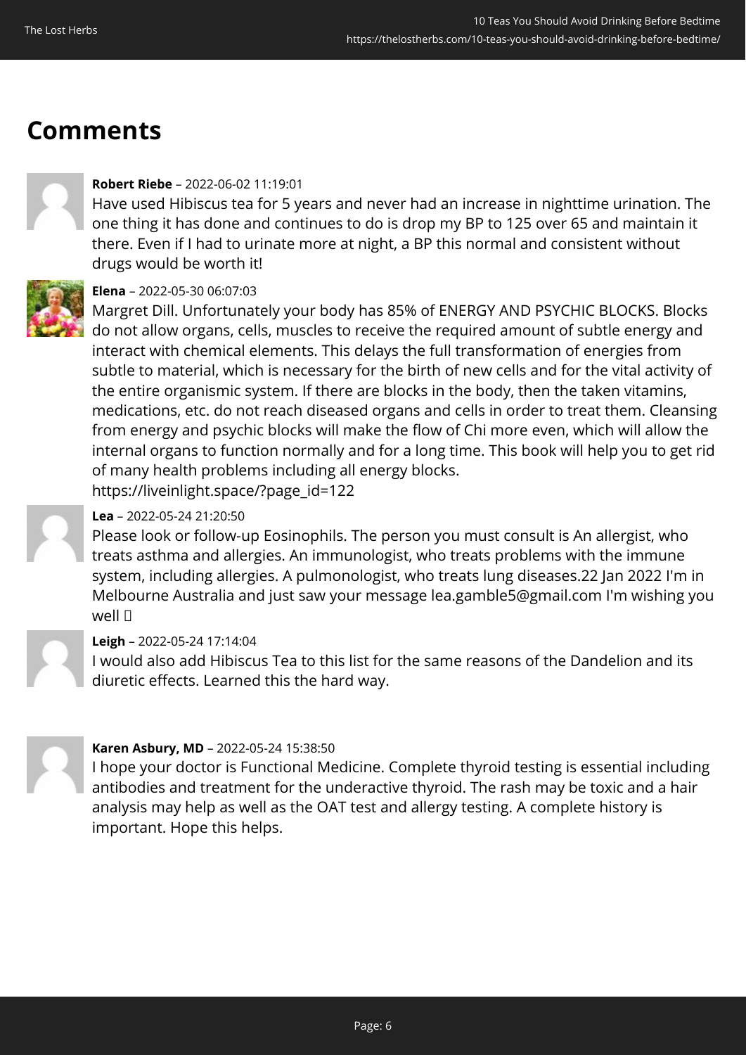## Comments

**Robert Riebe** – 2022-06-02 11:19:01
Have used Hibiscus tea for 5 years and never had an increase in nighttime urination. The one thing it has done and continues to do is drop my BP to 125 over 65 and maintain it there. Even if I had to urinate more at night, a BP this normal and consistent without drugs would be worth it!

**Elena** – 2022-05-30 06:07:03
Margret Dill. Unfortunately your body has 85% of ENERGY AND PSYCHIC BLOCKS. Blocks do not allow organs, cells, muscles to receive the required amount of subtle energy and interact with chemical elements. This delays the full transformation of energies from subtle to material, which is necessary for the birth of new cells and for the vital activity of the entire organismic system. If there are blocks in the body, then the taken vitamins, medications, etc. do not reach diseased organs and cells in order to treat them. Cleansing from energy and psychic blocks will make the flow of Chi more even, which will allow the internal organs to function normally and for a long time. This book will help you to get rid of many health problems including all energy blocks.
https://liveinlight.space/?page_id=122

**Lea** – 2022-05-24 21:20:50
Please look or follow-up Eosinophils. The person you must consult is An allergist, who treats asthma and allergies. An immunologist, who treats problems with the immune system, including allergies. A pulmonologist, who treats lung diseases.22 Jan 2022 I'm in Melbourne Australia and just saw your message lea.gamble5@gmail.com I'm wishing you well 

**Leigh** – 2022-05-24 17:14:04
I would also add Hibiscus Tea to this list for the same reasons of the Dandelion and its diuretic effects. Learned this the hard way.

**Karen Asbury, MD** – 2022-05-24 15:38:50
I hope your doctor is Functional Medicine. Complete thyroid testing is essential including antibodies and treatment for the underactive thyroid. The rash may be toxic and a hair analysis may help as well as the OAT test and allergy testing. A complete history is important. Hope this helps.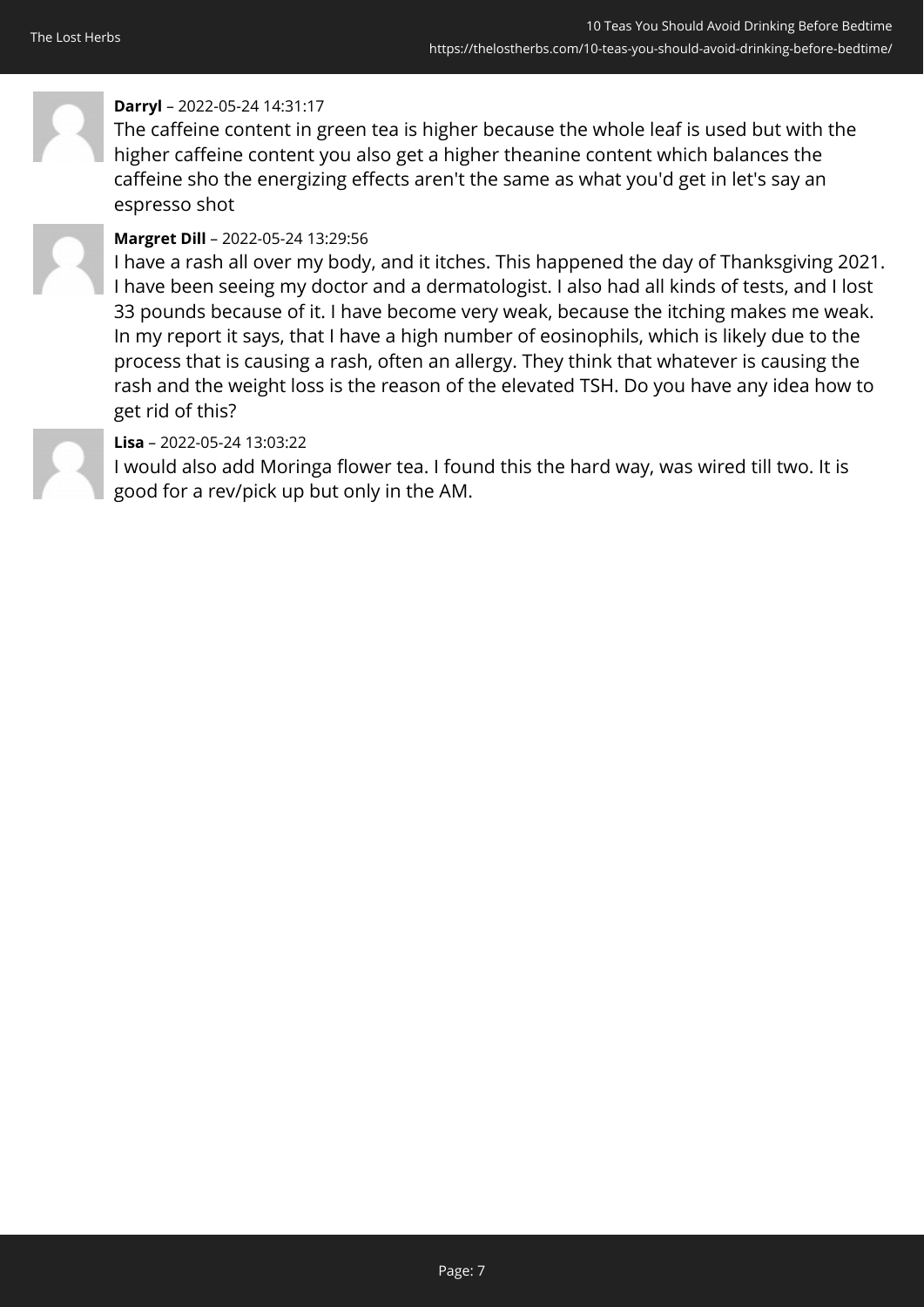**Darryl** – 2022-05-24 14:31:17

The caffeine content in green tea is higher because the whole leaf is used but with the higher caffeine content you also get a higher theanine content which balances the caffeine sho the energizing effects aren't the same as what you'd get in let's say an espresso shot

**Margret Dill** – 2022-05-24 13:29:56

I have a rash all over my body, and it itches. This happened the day of Thanksgiving 2021. I have been seeing my doctor and a dermatologist. I also had all kinds of tests, and I lost 33 pounds because of it. I have become very weak, because the itching makes me weak. In my report it says, that I have a high number of eosinophils, which is likely due to the process that is causing a rash, often an allergy. They think that whatever is causing the rash and the weight loss is the reason of the elevated TSH. Do you have any idea how to get rid of this?

**Lisa** – 2022-05-24 13:03:22

I would also add Moringa flower tea. I found this the hard way, was wired till two. It is good for a rev/pick up but only in the AM.